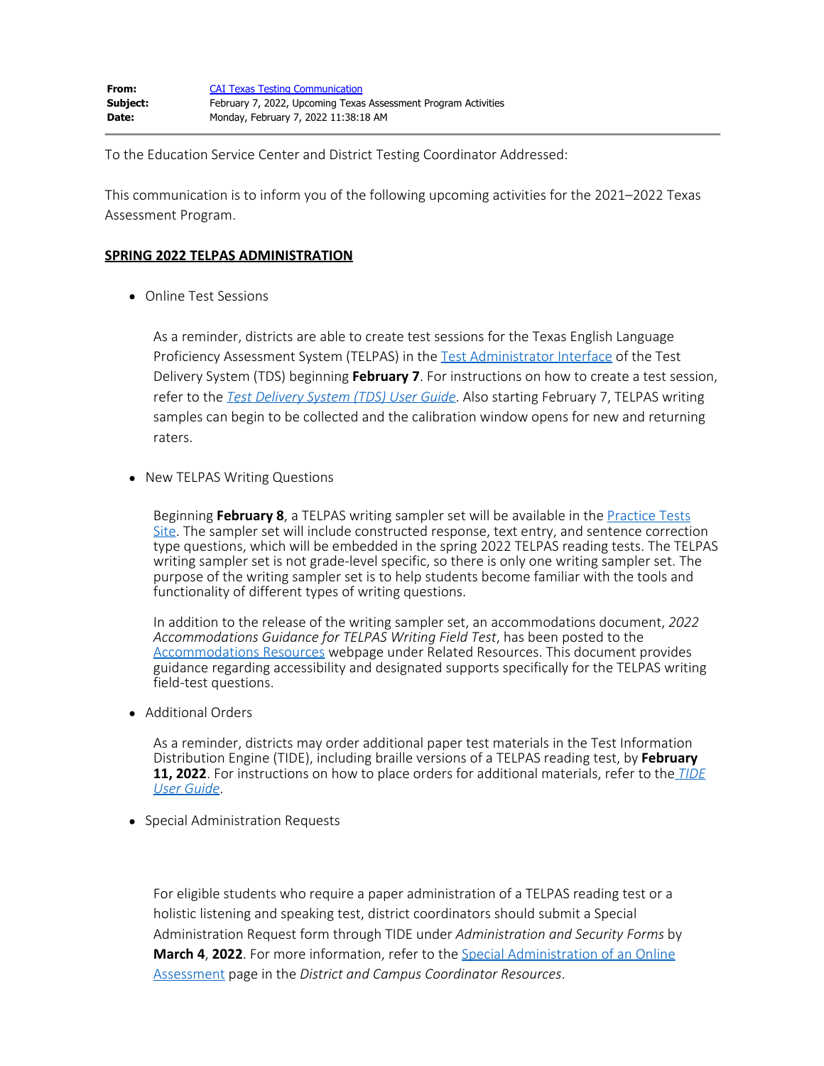| | |
|---|---|
| **From:** | CAI Texas Testing Communication |
| **Subject:** | February 7, 2022, Upcoming Texas Assessment Program Activities |
| **Date:** | Monday, February 7, 2022 11:38:18 AM |

To the Education Service Center and District Testing Coordinator Addressed:

This communication is to inform you of the following upcoming activities for the 2021–2022 Texas Assessment Program.

**SPRING 2022 TELPAS ADMINISTRATION**

- Online Test Sessions

  As a reminder, districts are able to create test sessions for the Texas English Language Proficiency Assessment System (TELPAS) in the Test Administrator Interface of the Test Delivery System (TDS) beginning **February 7**. For instructions on how to create a test session, refer to the *Test Delivery System (TDS) User Guide*. Also starting February 7, TELPAS writing samples can begin to be collected and the calibration window opens for new and returning raters.

- New TELPAS Writing Questions

  Beginning **February 8**, a TELPAS writing sampler set will be available in the Practice Tests Site. The sampler set will include constructed response, text entry, and sentence correction type questions, which will be embedded in the spring 2022 TELPAS reading tests. The TELPAS writing sampler set is not grade-level specific, so there is only one writing sampler set. The purpose of the writing sampler set is to help students become familiar with the tools and functionality of different types of writing questions.

  In addition to the release of the writing sampler set, an accommodations document, *2022 Accommodations Guidance for TELPAS Writing Field Test*, has been posted to the Accommodations Resources webpage under Related Resources. This document provides guidance regarding accessibility and designated supports specifically for the TELPAS writing field-test questions.

- Additional Orders

  As a reminder, districts may order additional paper test materials in the Test Information Distribution Engine (TIDE), including braille versions of a TELPAS reading test, by **February 11, 2022**. For instructions on how to place orders for additional materials, refer to the *TIDE User Guide*.

- Special Administration Requests

  For eligible students who require a paper administration of a TELPAS reading test or a holistic listening and speaking test, district coordinators should submit a Special Administration Request form through TIDE under *Administration and Security Forms* by **March 4**, **2022**. For more information, refer to the Special Administration of an Online Assessment page in the *District and Campus Coordinator Resources*.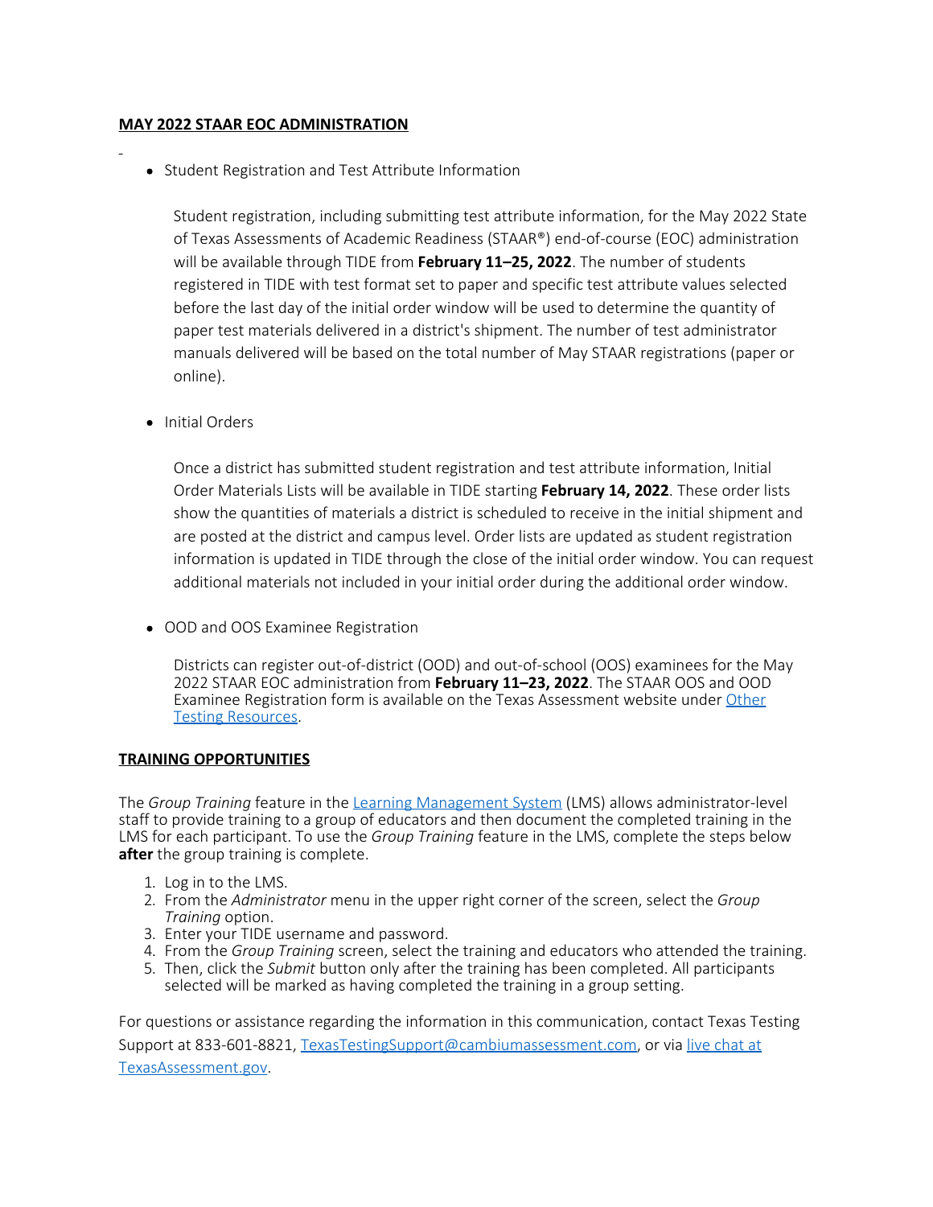**MAY 2022 STAAR EOC ADMINISTRATION**

- Student Registration and Test Attribute Information

  Student registration, including submitting test attribute information, for the May 2022 State of Texas Assessments of Academic Readiness (STAAR®) end-of-course (EOC) administration will be available through TIDE from **February 11–25, 2022**. The number of students registered in TIDE with test format set to paper and specific test attribute values selected before the last day of the initial order window will be used to determine the quantity of paper test materials delivered in a district's shipment. The number of test administrator manuals delivered will be based on the total number of May STAAR registrations (paper or online).

- Initial Orders

  Once a district has submitted student registration and test attribute information, Initial Order Materials Lists will be available in TIDE starting **February 14, 2022**. These order lists show the quantities of materials a district is scheduled to receive in the initial shipment and are posted at the district and campus level. Order lists are updated as student registration information is updated in TIDE through the close of the initial order window. You can request additional materials not included in your initial order during the additional order window.

- OOD and OOS Examinee Registration

  Districts can register out-of-district (OOD) and out-of-school (OOS) examinees for the May 2022 STAAR EOC administration from **February 11–23, 2022**. The STAAR OOS and OOD Examinee Registration form is available on the Texas Assessment website under Other Testing Resources.

**TRAINING OPPORTUNITIES**

The *Group Training* feature in the Learning Management System (LMS) allows administrator-level staff to provide training to a group of educators and then document the completed training in the LMS for each participant. To use the *Group Training* feature in the LMS, complete the steps below **after** the group training is complete.

1. Log in to the LMS.
2. From the *Administrator* menu in the upper right corner of the screen, select the *Group Training* option.
3. Enter your TIDE username and password.
4. From the *Group Training* screen, select the training and educators who attended the training.
5. Then, click the *Submit* button only after the training has been completed. All participants selected will be marked as having completed the training in a group setting.

For questions or assistance regarding the information in this communication, contact Texas Testing Support at 833-601-8821, TexasTestingSupport@cambiumassessment.com, or via live chat at TexasAssessment.gov.